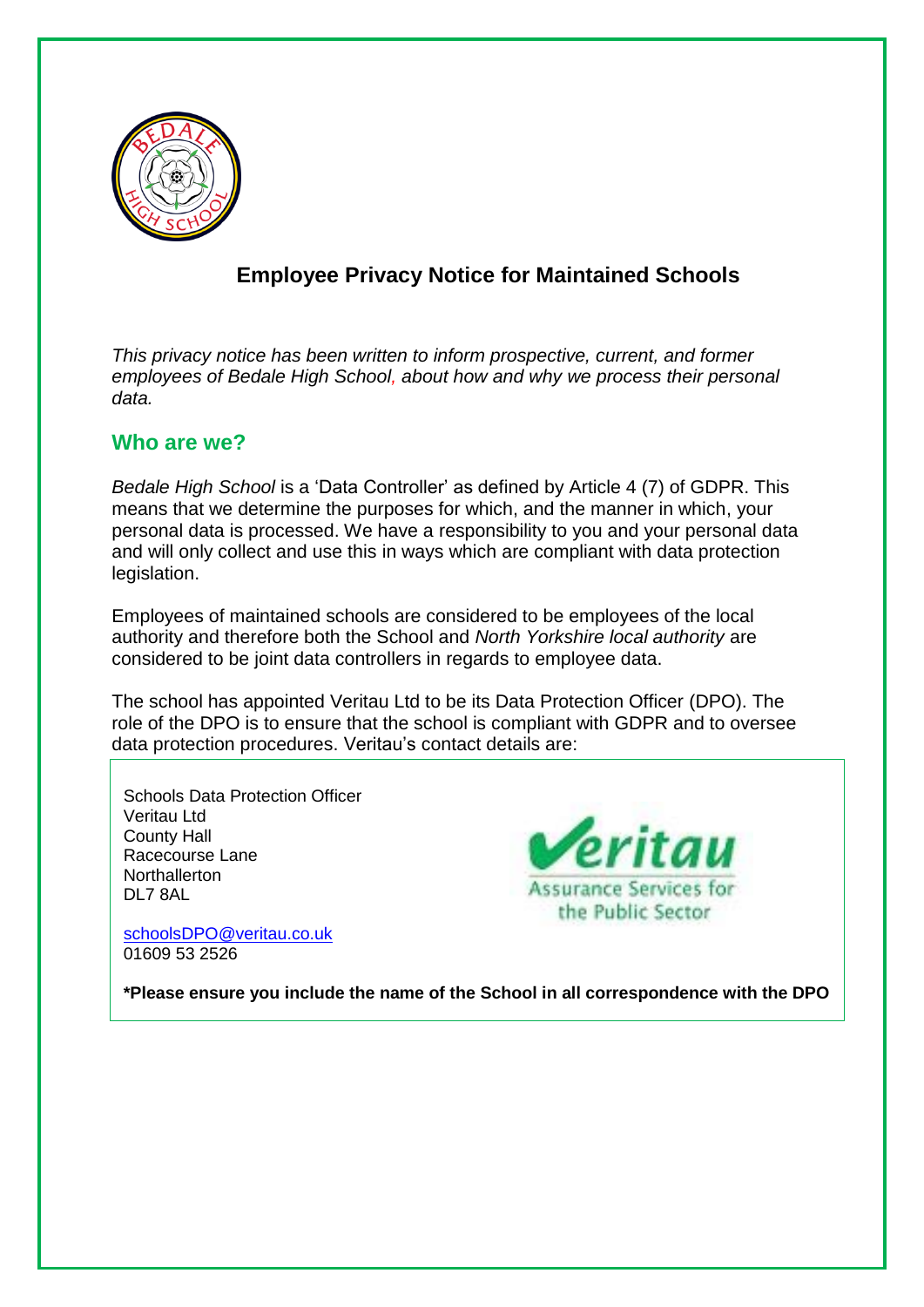# Employee Privacy Notice for Maintained Schools

*This privacy notice has been written to inform prospective, current, and former employees of Bedale High School, about how and why we process their personal data.*

## Who are we?

*Bedale High School* is a 'Data Controller' as defined by Article 4 (7) of GDPR. This means that we determine the purposes for which, and the manner in which, your personal data is processed. We have a responsibility to you and your personal data and will only collect and use this in ways which are compliant with data protection legislation.

Employees of maintained schools are considered to be employees of the local authority and therefore both the School and *North Yorkshire local authority* are considered to be joint data controllers in regards to employee data.

The school has appointed Veritau Ltd to be its Data Protection Officer (DPO). The role of the DPO is to ensure that the school is compliant with GDPR and to oversee data protection procedures. Veritau's contact details are:

Schools Data Protection Officer
Veritau Ltd
County Hall
Racecourse Lane
Northallerton
DL7 8AL

schoolsDPO@veritau.co.uk
01609 53 2526

**\*Please ensure you include the name of the School in all correspondence with the DPO**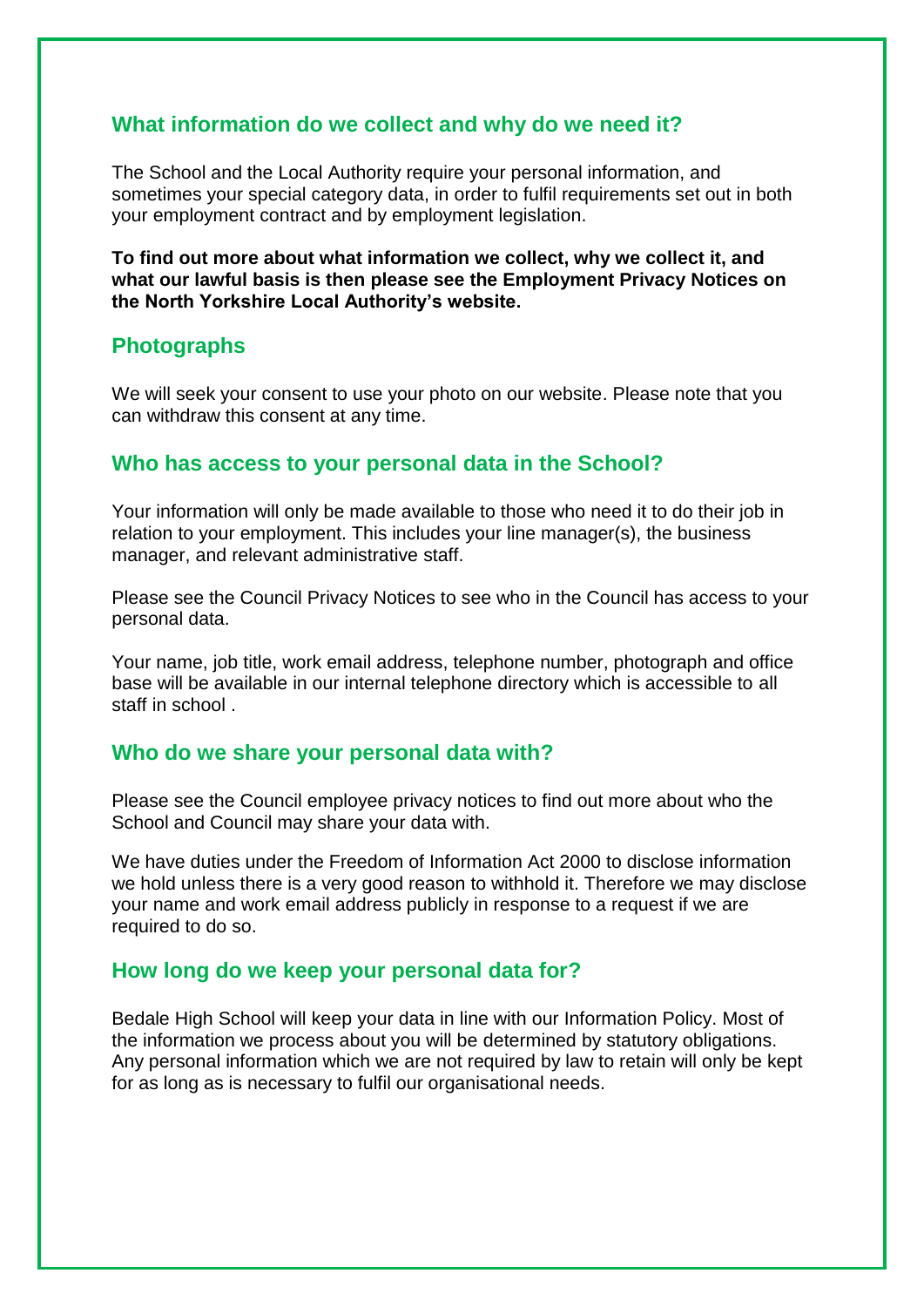## What information do we collect and why do we need it?

The School and the Local Authority require your personal information, and sometimes your special category data, in order to fulfil requirements set out in both your employment contract and by employment legislation.

**To find out more about what information we collect, why we collect it, and what our lawful basis is then please see the Employment Privacy Notices on the North Yorkshire Local Authority's website.**

## Photographs

We will seek your consent to use your photo on our website. Please note that you can withdraw this consent at any time.

## Who has access to your personal data in the School?

Your information will only be made available to those who need it to do their job in relation to your employment. This includes your line manager(s), the business manager, and relevant administrative staff.

Please see the Council Privacy Notices to see who in the Council has access to your personal data.

Your name, job title, work email address, telephone number, photograph and office base will be available in our internal telephone directory which is accessible to all staff in school .

## Who do we share your personal data with?

Please see the Council employee privacy notices to find out more about who the School and Council may share your data with.

We have duties under the Freedom of Information Act 2000 to disclose information we hold unless there is a very good reason to withhold it. Therefore we may disclose your name and work email address publicly in response to a request if we are required to do so.

## How long do we keep your personal data for?

Bedale High School will keep your data in line with our Information Policy. Most of the information we process about you will be determined by statutory obligations. Any personal information which we are not required by law to retain will only be kept for as long as is necessary to fulfil our organisational needs.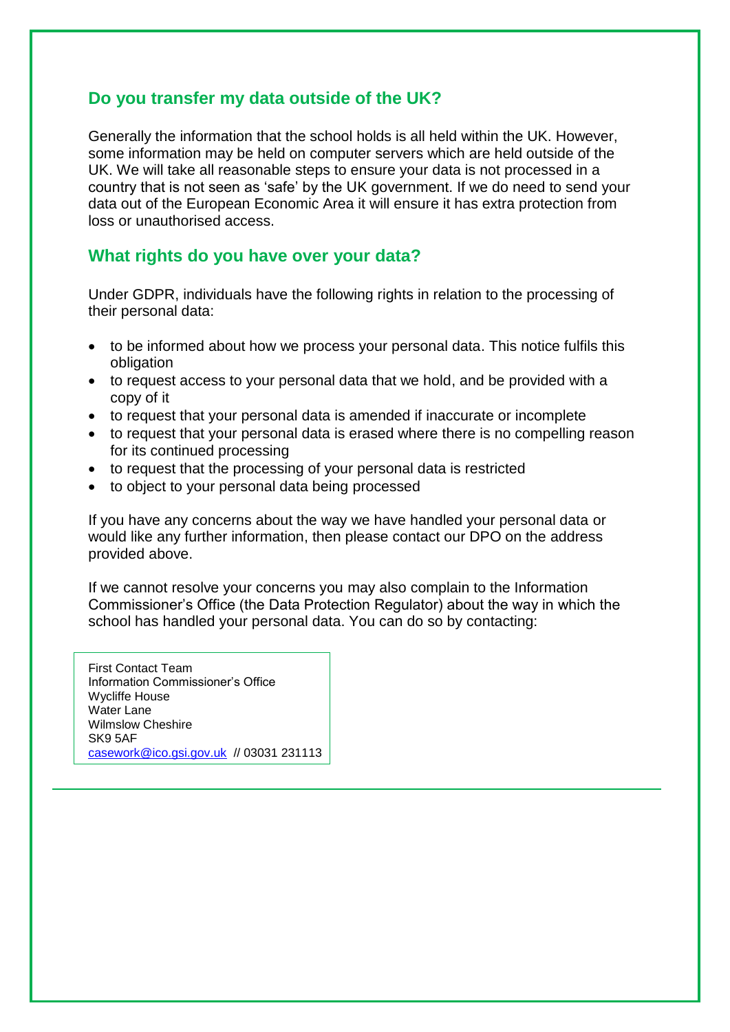## Do you transfer my data outside of the UK?

Generally the information that the school holds is all held within the UK. However, some information may be held on computer servers which are held outside of the UK. We will take all reasonable steps to ensure your data is not processed in a country that is not seen as 'safe' by the UK government. If we do need to send your data out of the European Economic Area it will ensure it has extra protection from loss or unauthorised access.

## What rights do you have over your data?

Under GDPR, individuals have the following rights in relation to the processing of their personal data:

- to be informed about how we process your personal data. This notice fulfils this obligation
- to request access to your personal data that we hold, and be provided with a copy of it
- to request that your personal data is amended if inaccurate or incomplete
- to request that your personal data is erased where there is no compelling reason for its continued processing
- to request that the processing of your personal data is restricted
- to object to your personal data being processed

If you have any concerns about the way we have handled your personal data or would like any further information, then please contact our DPO on the address provided above.

If we cannot resolve your concerns you may also complain to the Information Commissioner's Office (the Data Protection Regulator) about the way in which the school has handled your personal data. You can do so by contacting:

First Contact Team
Information Commissioner's Office
Wycliffe House
Water Lane
Wilmslow Cheshire
SK9 5AF
casework@ico.gsi.gov.uk // 03031 231113